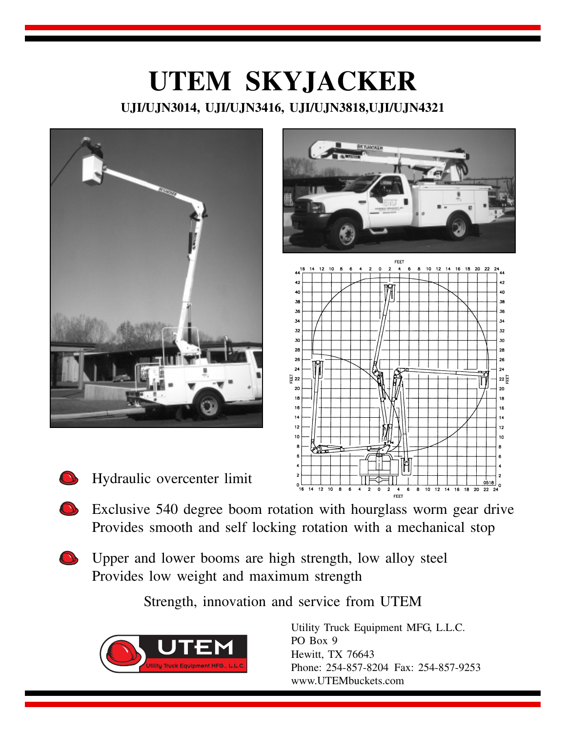# UTEM SKYJACKER

**UJI/UJN3014, UJI/UJN3416, UJI/UJN3818,UJI/UJN4321**

- Hydraulic overcenter limit
- Exclusive 540 degree boom rotation with hourglass worm gear drive
  Provides smooth and self locking rotation with a mechanical stop
- Upper and lower booms are high strength, low alloy steel
  Provides low weight and maximum strength

Strength, innovation and service from UTEM

Utility Truck Equipment MFG, L.L.C.
PO Box 9
Hewitt, TX 76643
Phone: 254-857-8204 Fax: 254-857-9253
www.UTEMbuckets.com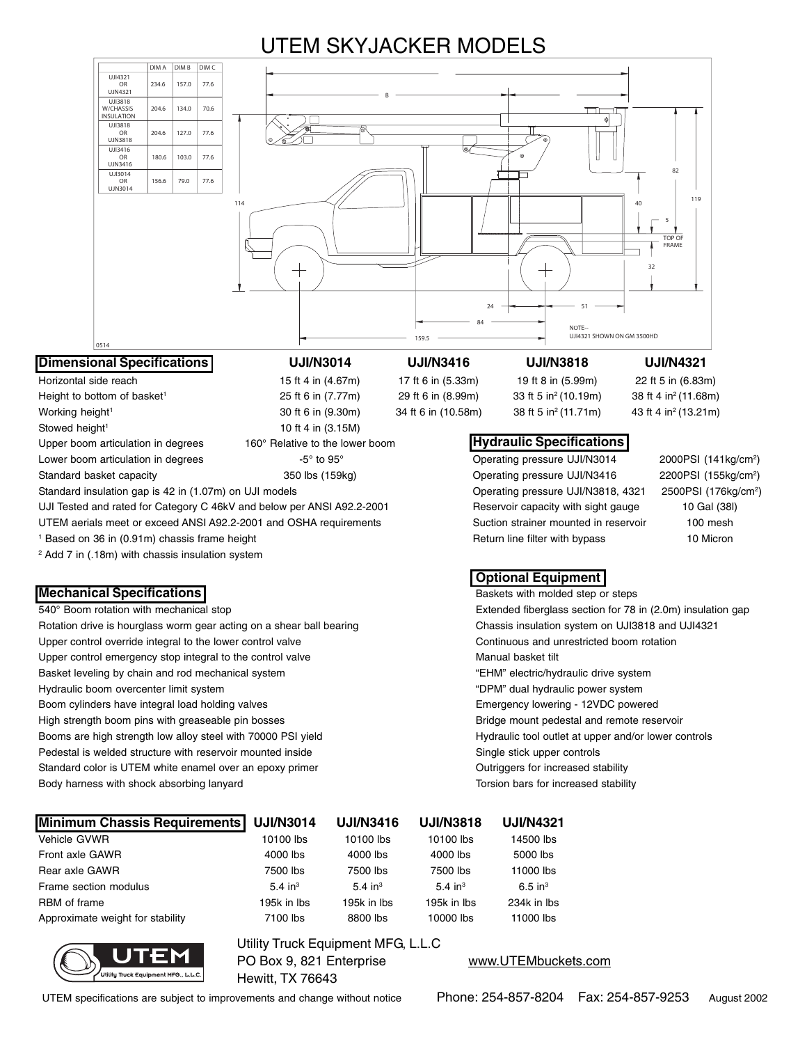# UTEM SKYJACKER MODELS

| | DIM A | DIM B | DIM C |
|---|---|---|---|
| UJI4321 OR UJN4321 | 234.6 | 157.0 | 77.6 |
| UJI3818 W/CHASSIS INSULATION | 204.6 | 134.0 | 70.6 |
| UJI3818 OR UJN3818 | 204.6 | 127.0 | 77.6 |
| UJI3416 OR UJN3416 | 180.6 | 103.0 | 77.6 |
| UJI3014 OR UJN3014 | 156.6 | 79.0 | 77.6 |

B
114
82
119
40
5
TOP OF FRAME
32
24
51
84
159.5
NOTE– UJI4321 SHOWN ON GM 3500HD
0514

| Dimensional Specifications | UJI/N3014 | UJI/N3416 | UJI/N3818 | UJI/N4321 |
|---|---|---|---|---|
| Horizontal side reach | 15 ft 4 in (4.67m) | 17 ft 6 in (5.33m) | 19 ft 8 in (5.99m) | 22 ft 5 in (6.83m) |
| Height to bottom of basket[1] | 25 ft 6 in (7.77m) | 29 ft 6 in (8.99m) | 33 ft 5 in[2] (10.19m) | 38 ft 4 in[2] (11.68m) |
| Working height[1] | 30 ft 6 in (9.30m) | 34 ft 6 in (10.58m) | 38 ft 5 in[2] (11.71m) | 43 ft 4 in[2] (13.21m) |
| Stowed height[1] | 10 ft 4 in (3.15M) | | | |
| Upper boom articulation in degrees | 160° Relative to the lower boom | | | |
| Lower boom articulation in degrees | -5° to 95° | | | |
| Standard basket capacity | 350 lbs (159kg) | | | |

Standard insulation gap is 42 in (1.07m) on UJI models

UJI Tested and rated for Category C 46kV and below per ANSI A92.2-2001

UTEM aerials meet or exceed ANSI A92.2-2001 and OSHA requirements

[1] Based on 36 in (0.91m) chassis frame height

[2] Add 7 in (.18m) with chassis insulation system

## Hydraulic Specifications

| | |
|---|---|
| Operating pressure UJI/N3014 | 2000PSI (141kg/cm$^2$) |
| Operating pressure UJI/N3416 | 2200PSI (155kg/cm$^2$) |
| Operating pressure UJI/N3818, 4321 | 2500PSI (176kg/cm$^2$) |
| Reservoir capacity with sight gauge | 10 Gal (38l) |
| Suction strainer mounted in reservoir | 100 mesh |
| Return line filter with bypass | 10 Micron |

## Mechanical Specifications

540° Boom rotation with mechanical stop
Rotation drive is hourglass worm gear acting on a shear ball bearing
Upper control override integral to the lower control valve
Upper control emergency stop integral to the control valve
Basket leveling by chain and rod mechanical system
Hydraulic boom overcenter limit system
Boom cylinders have integral load holding valves
High strength boom pins with greaseable pin bosses
Booms are high strength low alloy steel with 70000 PSI yield
Pedestal is welded structure with reservoir mounted inside
Standard color is UTEM white enamel over an epoxy primer
Body harness with shock absorbing lanyard

## Optional Equipment

Baskets with molded step or steps
Extended fiberglass section for 78 in (2.0m) insulation gap
Chassis insulation system on UJI3818 and UJI4321
Continuous and unrestricted boom rotation
Manual basket tilt
"EHM" electric/hydraulic drive system
"DPM" dual hydraulic power system
Emergency lowering - 12VDC powered
Bridge mount pedestal and remote reservoir
Hydraulic tool outlet at upper and/or lower controls
Single stick upper controls
Outriggers for increased stability
Torsion bars for increased stability

| Minimum Chassis Requirements | UJI/N3014 | UJI/N3416 | UJI/N3818 | UJI/N4321 |
|---|---|---|---|---|
| Vehicle GVWR | 10100 lbs | 10100 lbs | 10100 lbs | 14500 lbs |
| Front axle GAWR | 4000 lbs | 4000 lbs | 4000 lbs | 5000 lbs |
| Rear axle GAWR | 7500 lbs | 7500 lbs | 7500 lbs | 11000 lbs |
| Frame section modulus | 5.4 in$^3$ | 5.4 in$^3$ | 5.4 in$^3$ | 6.5 in$^3$ |
| RBM of frame | 195k in lbs | 195k in lbs | 195k in lbs | 234k in lbs |
| Approximate weight for stability | 7100 lbs | 8800 lbs | 10000 lbs | 11000 lbs |

UTEM Utility Truck Equipment MFG., L.L.C.

Utility Truck Equipment MFG, L.L.C
PO Box 9, 821 Enterprise
Hewitt, TX 76643

www.UTEMbuckets.com

UTEM specifications are subject to improvements and change without notice

Phone: 254-857-8204 Fax: 254-857-9253 August 2002